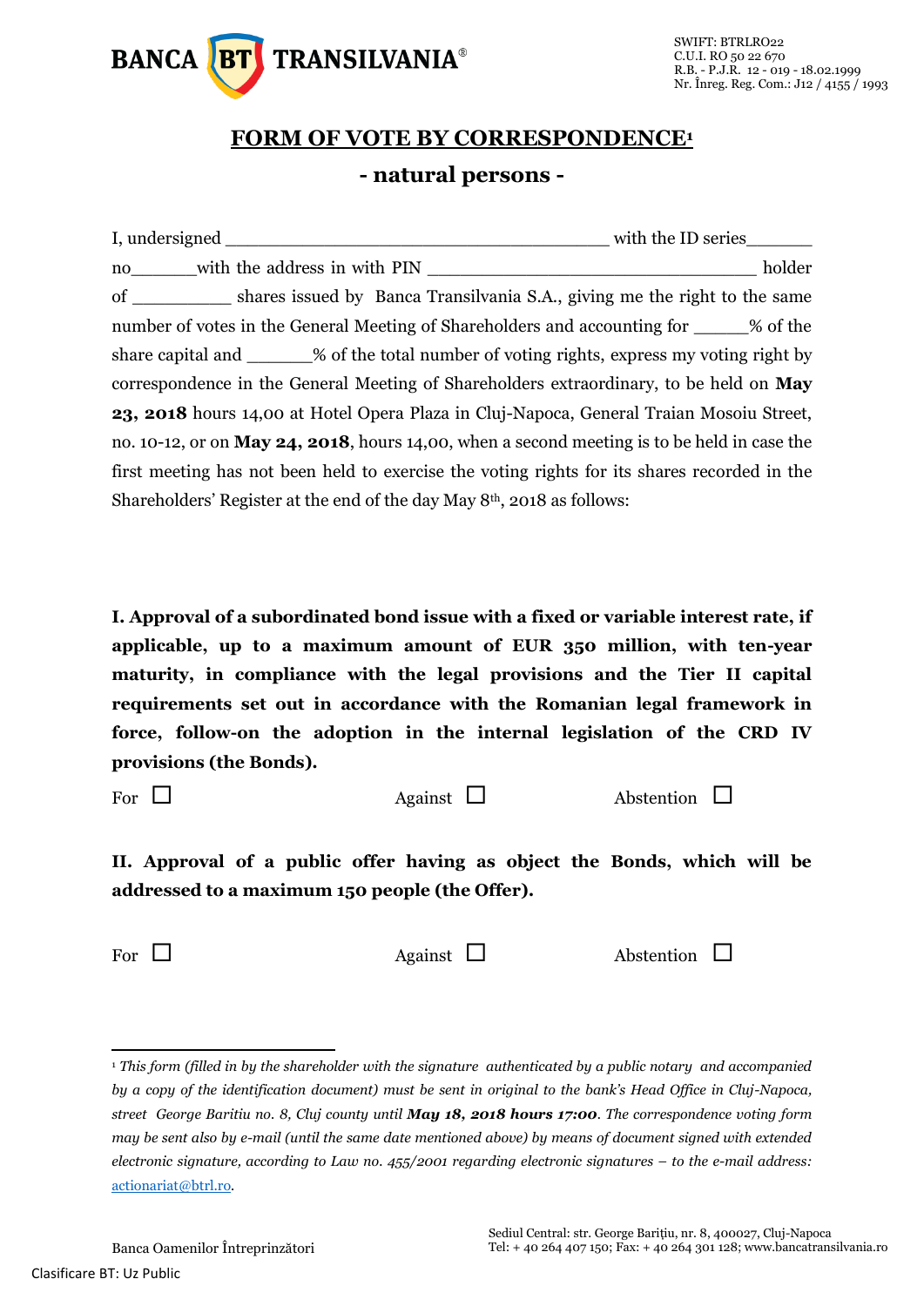BANCA BT TRANSILVANIA®

SWIFT: BTRLRO22
C.U.I. RO 50 22 670
R.B. - P.J.R. 12 - 019 - 18.02.1999
Nr. Înreg. Reg. Com.: J12 / 4155 / 1993

# FORM OF VOTE BY CORRESPONDENCE[1]

## - natural persons -

I, undersigned _____________________________________ with the ID series______ no______with the address in with PIN _______________________________ holder of __________ shares issued by Banca Transilvania S.A., giving me the right to the same number of votes in the General Meeting of Shareholders and accounting for ______% of the share capital and _______% of the total number of voting rights, express my voting right by correspondence in the General Meeting of Shareholders extraordinary, to be held on **May 23, 2018** hours 14,00 at Hotel Opera Plaza in Cluj-Napoca, General Traian Mosoiu Street, no. 10-12, or on **May 24, 2018**, hours 14,00, when a second meeting is to be held in case the first meeting has not been held to exercise the voting rights for its shares recorded in the Shareholders' Register at the end of the day May 8th, 2018 as follows:

**I. Approval of a subordinated bond issue with a fixed or variable interest rate, if applicable, up to a maximum amount of EUR 350 million, with ten-year maturity, in compliance with the legal provisions and the Tier II capital requirements set out in accordance with the Romanian legal framework in force, follow-on the adoption in the internal legislation of the CRD IV provisions (the Bonds).**

For ☐ Against ☐ Abstention ☐

**II. Approval of a public offer having as object the Bonds, which will be addressed to a maximum 150 people (the Offer).**

For ☐ Against ☐ Abstention ☐

---

[1] *This form (filled in by the shareholder with the signature authenticated by a public notary and accompanied by a copy of the identification document) must be sent in original to the bank's Head Office in Cluj-Napoca, street George Baritiu no. 8, Cluj county until **May 18, 2018 hours 17:00**. The correspondence voting form may be sent also by e-mail (until the same date mentioned above) by means of document signed with extended electronic signature, according to Law no. 455/2001 regarding electronic signatures – to the e-mail address:* actionariat@btrl.ro.

Banca Oamenilor Întreprinzători

Sediul Central: str. George Barițiu, nr. 8, 400027, Cluj-Napoca
Tel: + 40 264 407 150; Fax: + 40 264 301 128; www.bancatransilvania.ro

Clasificare BT: Uz Public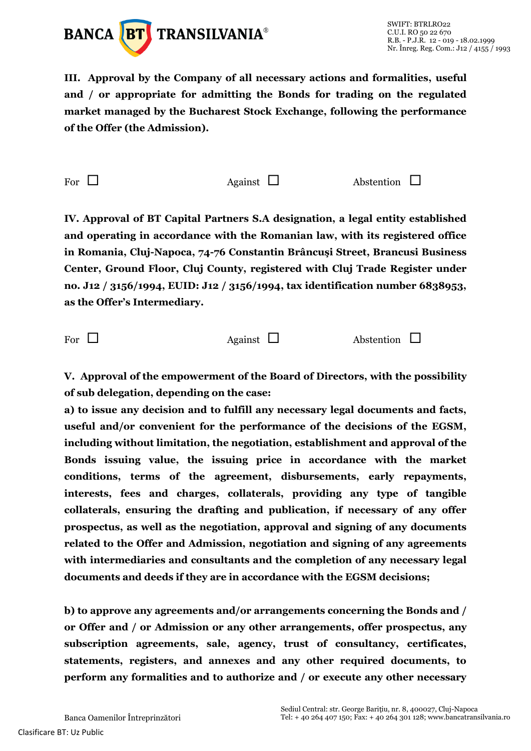**III. Approval by the Company of all necessary actions and formalities, useful and / or appropriate for admitting the Bonds for trading on the regulated market managed by the Bucharest Stock Exchange, following the performance of the Offer (the Admission).**

For ☐ Against ☐ Abstention ☐

**IV. Approval of BT Capital Partners S.A designation, a legal entity established and operating in accordance with the Romanian law, with its registered office in Romania, Cluj-Napoca, 74-76 Constantin Brâncuşi Street, Brancusi Business Center, Ground Floor, Cluj County, registered with Cluj Trade Register under no. J12 / 3156/1994, EUID: J12 / 3156/1994, tax identification number 6838953, as the Offer's Intermediary.**

For ☐ Against ☐ Abstention ☐

**V. Approval of the empowerment of the Board of Directors, with the possibility of sub delegation, depending on the case:**

**a) to issue any decision and to fulfill any necessary legal documents and facts, useful and/or convenient for the performance of the decisions of the EGSM, including without limitation, the negotiation, establishment and approval of the Bonds issuing value, the issuing price in accordance with the market conditions, terms of the agreement, disbursements, early repayments, interests, fees and charges, collaterals, providing any type of tangible collaterals, ensuring the drafting and publication, if necessary of any offer prospectus, as well as the negotiation, approval and signing of any documents related to the Offer and Admission, negotiation and signing of any agreements with intermediaries and consultants and the completion of any necessary legal documents and deeds if they are in accordance with the EGSM decisions;**

**b) to approve any agreements and/or arrangements concerning the Bonds and / or Offer and / or Admission or any other arrangements, offer prospectus, any subscription agreements, sale, agency, trust of consultancy, certificates, statements, registers, and annexes and any other required documents, to perform any formalities and to authorize and / or execute any other necessary**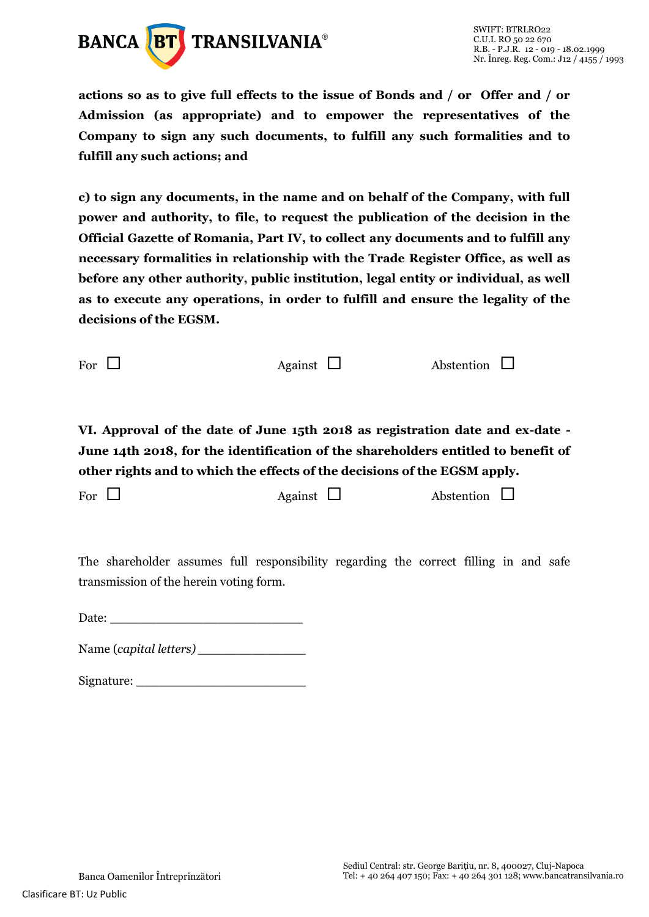**actions so as to give full effects to the issue of Bonds and / or Offer and / or Admission (as appropriate) and to empower the representatives of the Company to sign any such documents, to fulfill any such formalities and to fulfill any such actions; and**

**c) to sign any documents, in the name and on behalf of the Company, with full power and authority, to file, to request the publication of the decision in the Official Gazette of Romania, Part IV, to collect any documents and to fulfill any necessary formalities in relationship with the Trade Register Office, as well as before any other authority, public institution, legal entity or individual, as well as to execute any operations, in order to fulfill and ensure the legality of the decisions of the EGSM.**

For ☐ Against ☐ Abstention ☐

**VI. Approval of the date of June 15th 2018 as registration date and ex-date - June 14th 2018, for the identification of the shareholders entitled to benefit of other rights and to which the effects of the decisions of the EGSM apply.**

For ☐ Against ☐ Abstention ☐

The shareholder assumes full responsibility regarding the correct filling in and safe transmission of the herein voting form.

Date: ___________________________

Name (*capital letters*) _______________

Signature: ________________________